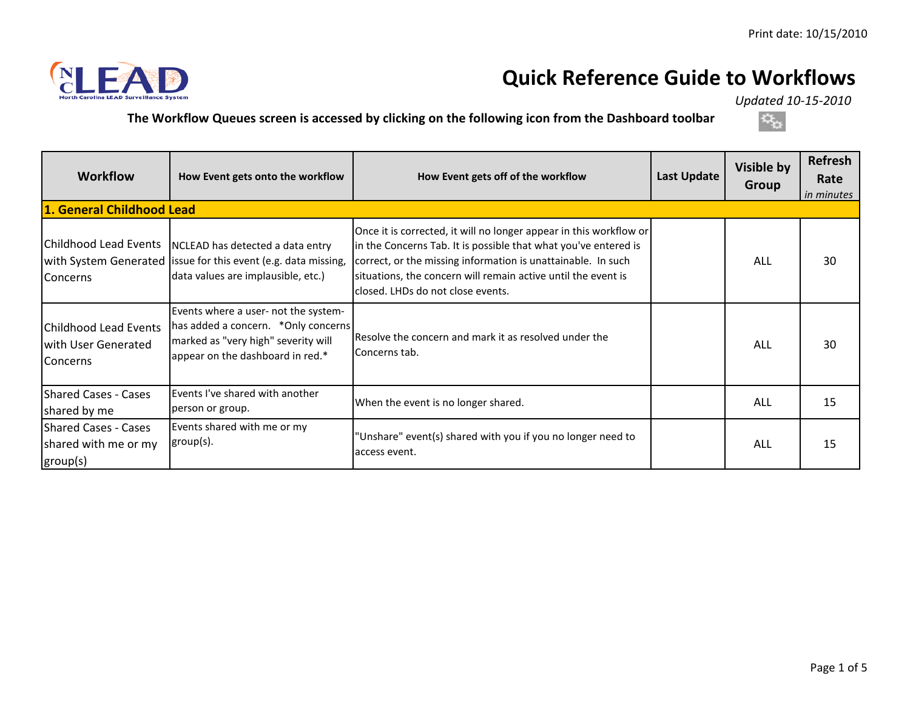Print date: 10/15/2010

# Quick Reference Guide to Workflows

*Updated 10-15-2010*

**The Workflow Queues screen is accessed by clicking on the following icon from the Dashboard toolbar**

| Workflow | How Event gets onto the workflow | How Event gets off of the workflow | Last Update | Visible by Group | Refresh Rate *in minutes* |
|---|---|---|---|---|---|
| **1. General Childhood Lead** | | | | | |
| Childhood Lead Events with System Generated Concerns | NCLEAD has detected a data entry issue for this event (e.g. data missing, data values are implausible, etc.) | Once it is corrected, it will no longer appear in this workflow or in the Concerns Tab. It is possible that what you've entered is correct, or the missing information is unattainable. In such situations, the concern will remain active until the event is closed. LHDs do not close events. | | ALL | 30 |
| Childhood Lead Events with User Generated Concerns | Events where a user- not the system- has added a concern. *Only concerns marked as "very high" severity will appear on the dashboard in red.* | Resolve the concern and mark it as resolved under the Concerns tab. | | ALL | 30 |
| Shared Cases - Cases shared by me | Events I've shared with another person or group. | When the event is no longer shared. | | ALL | 15 |
| Shared Cases - Cases shared with me or my group(s) | Events shared with me or my group(s). | "Unshare" event(s) shared with you if you no longer need to access event. | | ALL | 15 |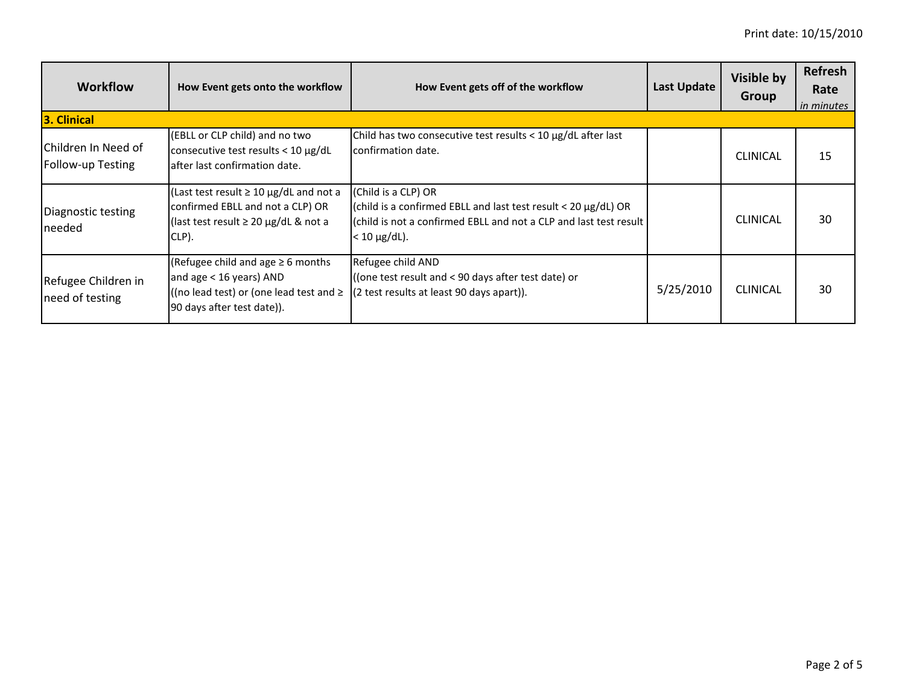| Workflow | How Event gets onto the workflow | How Event gets off of the workflow | Last Update | Visible by Group | Refresh Rate *in minutes* |
|---|---|---|---|---|---|
| **3. Clinical** | | | | | |
| Children In Need of Follow-up Testing | (EBLL or CLP child) and no two consecutive test results < 10 µg/dL after last confirmation date. | Child has two consecutive test results < 10 µg/dL after last confirmation date. | | CLINICAL | 15 |
| Diagnostic testing needed | (Last test result ≥ 10 µg/dL and not a confirmed EBLL and not a CLP) OR (last test result ≥ 20 µg/dL & not a CLP). | (Child is a CLP) OR (child is a confirmed EBLL and last test result < 20 µg/dL) OR (child is not a confirmed EBLL and not a CLP and last test result < 10 µg/dL). | | CLINICAL | 30 |
| Refugee Children in need of testing | (Refugee child and age ≥ 6 months and age < 16 years) AND ((no lead test) or (one lead test and ≥ 90 days after test date)). | Refugee child AND ((one test result and < 90 days after test date) or (2 test results at least 90 days apart)). | 5/25/2010 | CLINICAL | 30 |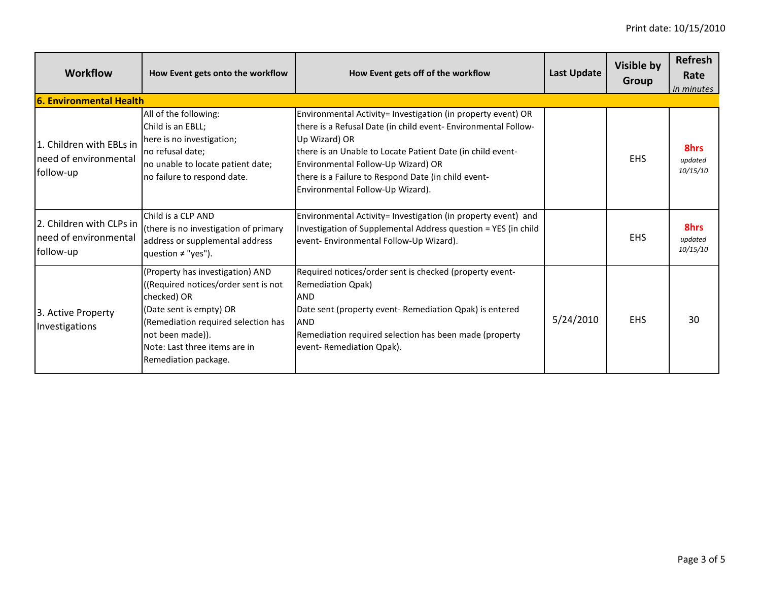Print date: 10/15/2010

| Workflow | How Event gets onto the workflow | How Event gets off of the workflow | Last Update | Visible by Group | Refresh Rate *in minutes* |
|---|---|---|---|---|---|
| **6. Environmental Health** | | | | | |
| 1. Children with EBLs in need of environmental follow-up | All of the following:<br>Child is an EBLL;<br>here is no investigation;<br>no refusal date;<br>no unable to locate patient date;<br>no failure to respond date. | Environmental Activity= Investigation (in property event) OR<br>there is a Refusal Date (in child event- Environmental Follow-Up Wizard) OR<br>there is an Unable to Locate Patient Date (in child event- Environmental Follow-Up Wizard) OR<br>there is a Failure to Respond Date (in child event- Environmental Follow-Up Wizard). | | EHS | **8hrs** *updated 10/15/10* |
| 2. Children with CLPs in need of environmental follow-up | Child is a CLP AND<br>(there is no investigation of primary address or supplemental address question ≠ "yes"). | Environmental Activity= Investigation (in property event) and Investigation of Supplemental Address question = YES (in child event- Environmental Follow-Up Wizard). | | EHS | **8hrs** *updated 10/15/10* |
| 3. Active Property Investigations | (Property has investigation) AND<br>((Required notices/order sent is not checked) OR<br>(Date sent is empty) OR<br>(Remediation required selection has not been made)).<br>Note: Last three items are in Remediation package. | Required notices/order sent is checked (property event- Remediation Qpak)<br>AND<br>Date sent (property event- Remediation Qpak) is entered<br>AND<br>Remediation required selection has been made (property event- Remediation Qpak). | 5/24/2010 | EHS | 30 |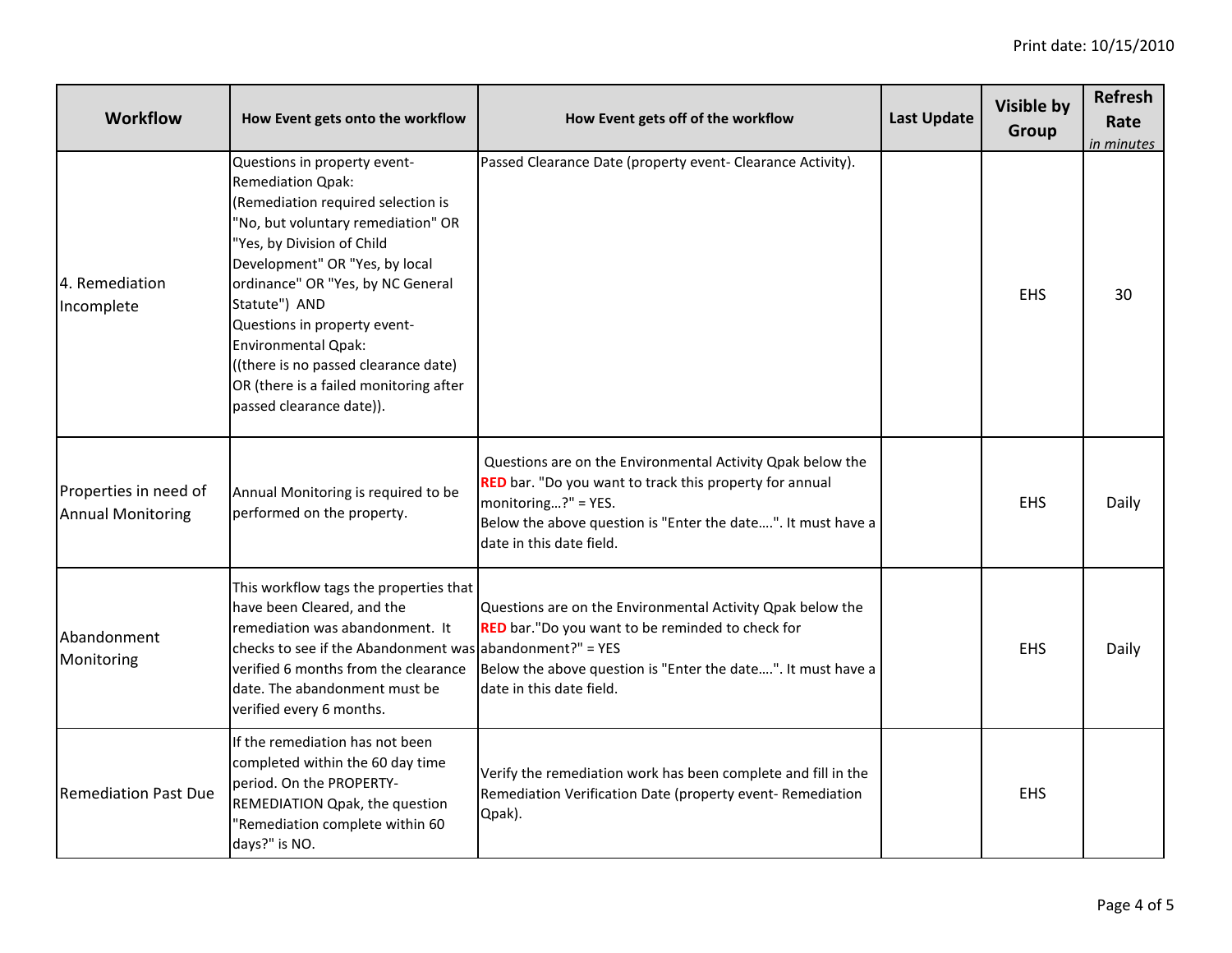| Workflow | How Event gets onto the workflow | How Event gets off of the workflow | Last Update | Visible by Group | Refresh Rate *in minutes* |
|---|---|---|---|---|---|
| 4. Remediation Incomplete | Questions in property event- Remediation Qpak: (Remediation required selection is "No, but voluntary remediation" OR "Yes, by Division of Child Development" OR "Yes, by local ordinance" OR "Yes, by NC General Statute") AND Questions in property event- Environmental Qpak: ((there is no passed clearance date) OR (there is a failed monitoring after passed clearance date)). | Passed Clearance Date (property event- Clearance Activity). | | EHS | 30 |
| Properties in need of Annual Monitoring | Annual Monitoring is required to be performed on the property. | Questions are on the Environmental Activity Qpak below the **RED** bar. "Do you want to track this property for annual monitoring…?" = YES. Below the above question is "Enter the date….". It must have a date in this date field. | | EHS | Daily |
| Abandonment Monitoring | This workflow tags the properties that have been Cleared, and the remediation was abandonment. It checks to see if the Abandonment was verified 6 months from the clearance date. The abandonment must be verified every 6 months. | Questions are on the Environmental Activity Qpak below the **RED** bar."Do you want to be reminded to check for abandonment?" = YES Below the above question is "Enter the date….". It must have a date in this date field. | | EHS | Daily |
| Remediation Past Due | If the remediation has not been completed within the 60 day time period. On the PROPERTY-REMEDIATION Qpak, the question "Remediation complete within 60 days?" is NO. | Verify the remediation work has been complete and fill in the Remediation Verification Date (property event- Remediation Qpak). | | EHS | |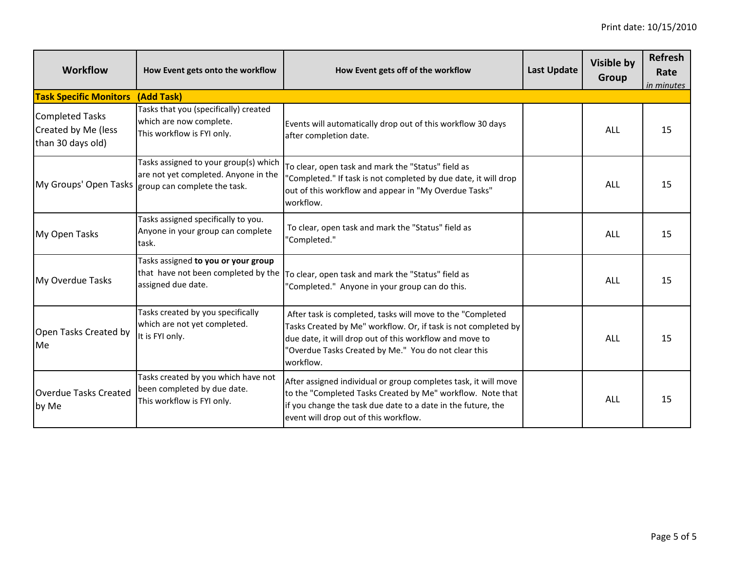Print date: 10/15/2010

| Workflow | How Event gets onto the workflow | How Event gets off of the workflow | Last Update | Visible by Group | Refresh Rate *in minutes* |
|---|---|---|---|---|---|
| **Task Specific Monitors** | **(Add Task)** | | | | |
| Completed Tasks Created by Me (less than 30 days old) | Tasks that you (specifically) created which are now complete. This workflow is FYI only. | Events will automatically drop out of this workflow 30 days after completion date. | | ALL | 15 |
| My Groups' Open Tasks | Tasks assigned to your group(s) which are not yet completed. Anyone in the group can complete the task. | To clear, open task and mark the "Status" field as "Completed." If task is not completed by due date, it will drop out of this workflow and appear in "My Overdue Tasks" workflow. | | ALL | 15 |
| My Open Tasks | Tasks assigned specifically to you. Anyone in your group can complete task. | To clear, open task and mark the "Status" field as "Completed." | | ALL | 15 |
| My Overdue Tasks | Tasks assigned **to you or your group** that have not been completed by the assigned due date. | To clear, open task and mark the "Status" field as "Completed." Anyone in your group can do this. | | ALL | 15 |
| Open Tasks Created by Me | Tasks created by you specifically which are not yet completed. It is FYI only. | After task is completed, tasks will move to the "Completed Tasks Created by Me" workflow. Or, if task is not completed by due date, it will drop out of this workflow and move to "Overdue Tasks Created by Me." You do not clear this workflow. | | ALL | 15 |
| Overdue Tasks Created by Me | Tasks created by you which have not been completed by due date. This workflow is FYI only. | After assigned individual or group completes task, it will move to the "Completed Tasks Created by Me" workflow. Note that if you change the task due date to a date in the future, the event will drop out of this workflow. | | ALL | 15 |